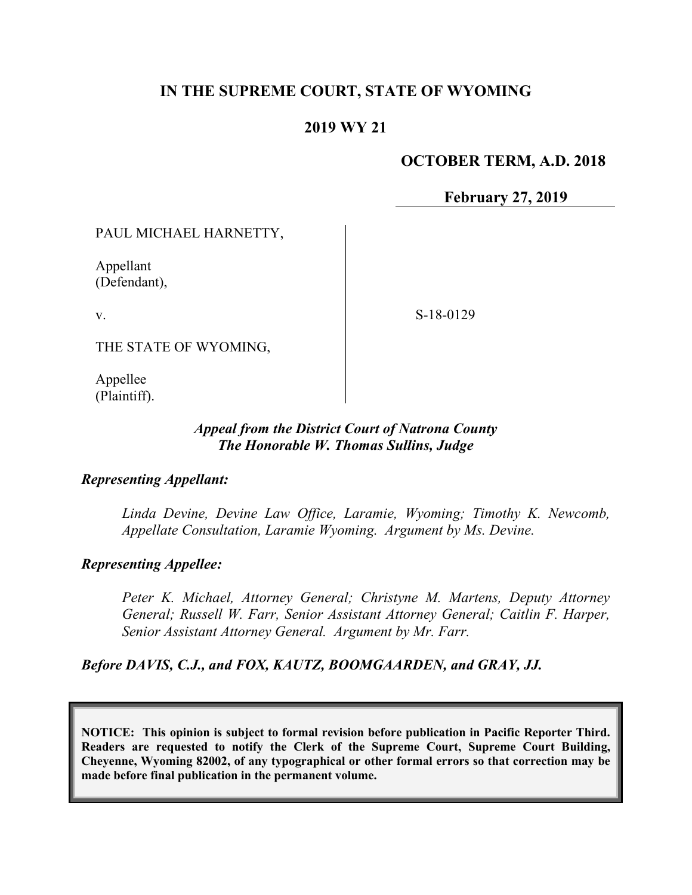# IN THE SUPREME COURT, STATE OF WYOMING

## 2019 WY 21

**OCTOBER TERM, A.D. 2018**

**February 27, 2019**

| | |
|---|---|
| PAUL MICHAEL HARNETTY,<br><br>Appellant<br>(Defendant),<br><br>v.<br><br>THE STATE OF WYOMING,<br><br>Appellee<br>(Plaintiff). | S-18-0129 |

***Appeal from the District Court of Natrona County***
***The Honorable W. Thomas Sullins, Judge***

***Representing Appellant:***

*Linda Devine, Devine Law Office, Laramie, Wyoming; Timothy K. Newcomb, Appellate Consultation, Laramie Wyoming. Argument by Ms. Devine.*

***Representing Appellee:***

*Peter K. Michael, Attorney General; Christyne M. Martens, Deputy Attorney General; Russell W. Farr, Senior Assistant Attorney General; Caitlin F. Harper, Senior Assistant Attorney General. Argument by Mr. Farr.*

***Before DAVIS, C.J., and FOX, KAUTZ, BOOMGAARDEN, and GRAY, JJ.***

**NOTICE: This opinion is subject to formal revision before publication in Pacific Reporter Third. Readers are requested to notify the Clerk of the Supreme Court, Supreme Court Building, Cheyenne, Wyoming 82002, of any typographical or other formal errors so that correction may be made before final publication in the permanent volume.**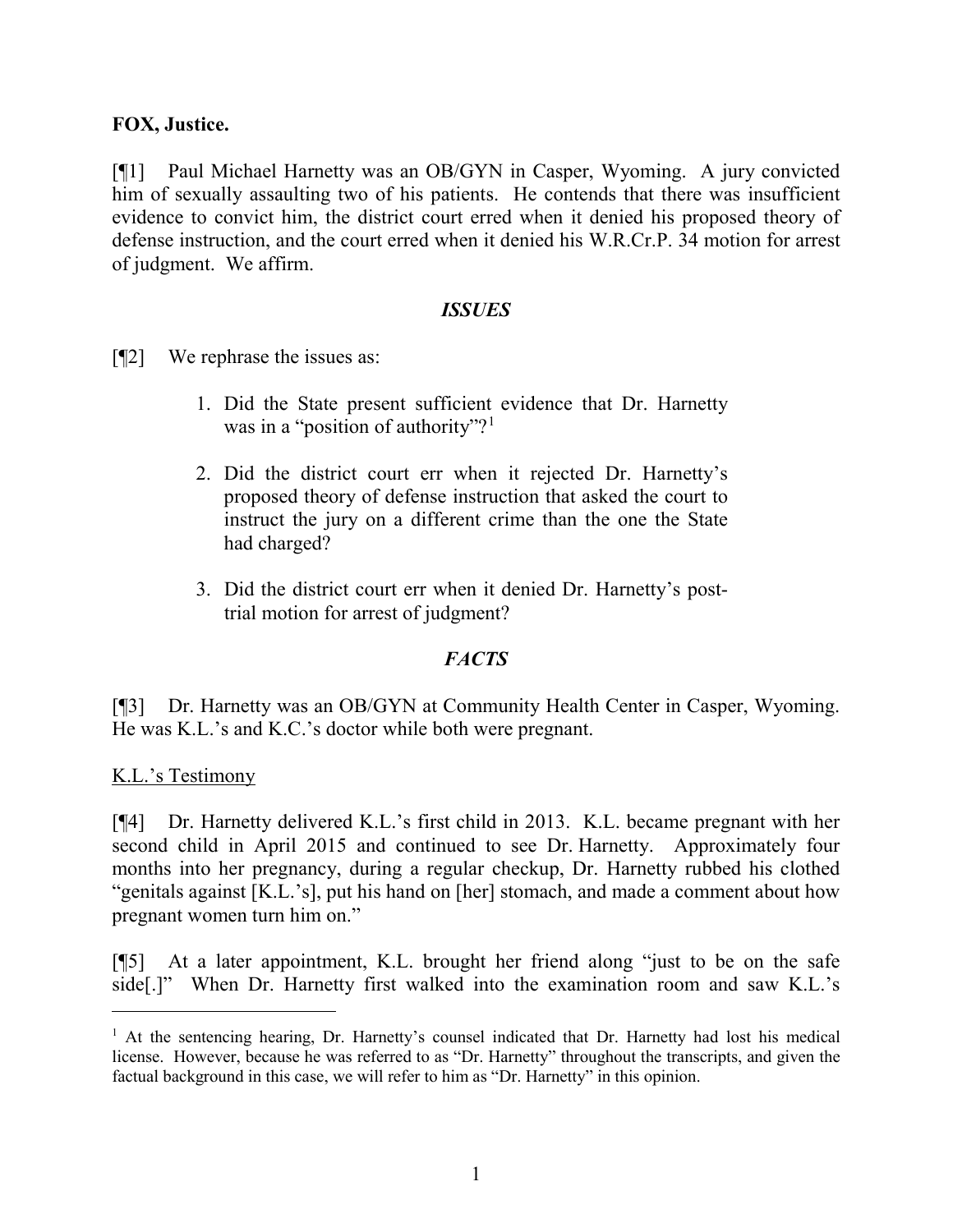**FOX, Justice.**

[¶1] Paul Michael Harnetty was an OB/GYN in Casper, Wyoming. A jury convicted him of sexually assaulting two of his patients. He contends that there was insufficient evidence to convict him, the district court erred when it denied his proposed theory of defense instruction, and the court erred when it denied his W.R.Cr.P. 34 motion for arrest of judgment. We affirm.

### *ISSUES*

[¶2] We rephrase the issues as:

1. Did the State present sufficient evidence that Dr. Harnetty was in a "position of authority"?[1]

2. Did the district court err when it rejected Dr. Harnetty's proposed theory of defense instruction that asked the court to instruct the jury on a different crime than the one the State had charged?

3. Did the district court err when it denied Dr. Harnetty's post-trial motion for arrest of judgment?

### *FACTS*

[¶3] Dr. Harnetty was an OB/GYN at Community Health Center in Casper, Wyoming. He was K.L.'s and K.C.'s doctor while both were pregnant.

K.L.'s Testimony

[¶4] Dr. Harnetty delivered K.L.'s first child in 2013. K.L. became pregnant with her second child in April 2015 and continued to see Dr. Harnetty. Approximately four months into her pregnancy, during a regular checkup, Dr. Harnetty rubbed his clothed "genitals against [K.L.'s], put his hand on [her] stomach, and made a comment about how pregnant women turn him on."

[¶5] At a later appointment, K.L. brought her friend along "just to be on the safe side[.]" When Dr. Harnetty first walked into the examination room and saw K.L.'s

[1] At the sentencing hearing, Dr. Harnetty's counsel indicated that Dr. Harnetty had lost his medical license. However, because he was referred to as "Dr. Harnetty" throughout the transcripts, and given the factual background in this case, we will refer to him as "Dr. Harnetty" in this opinion.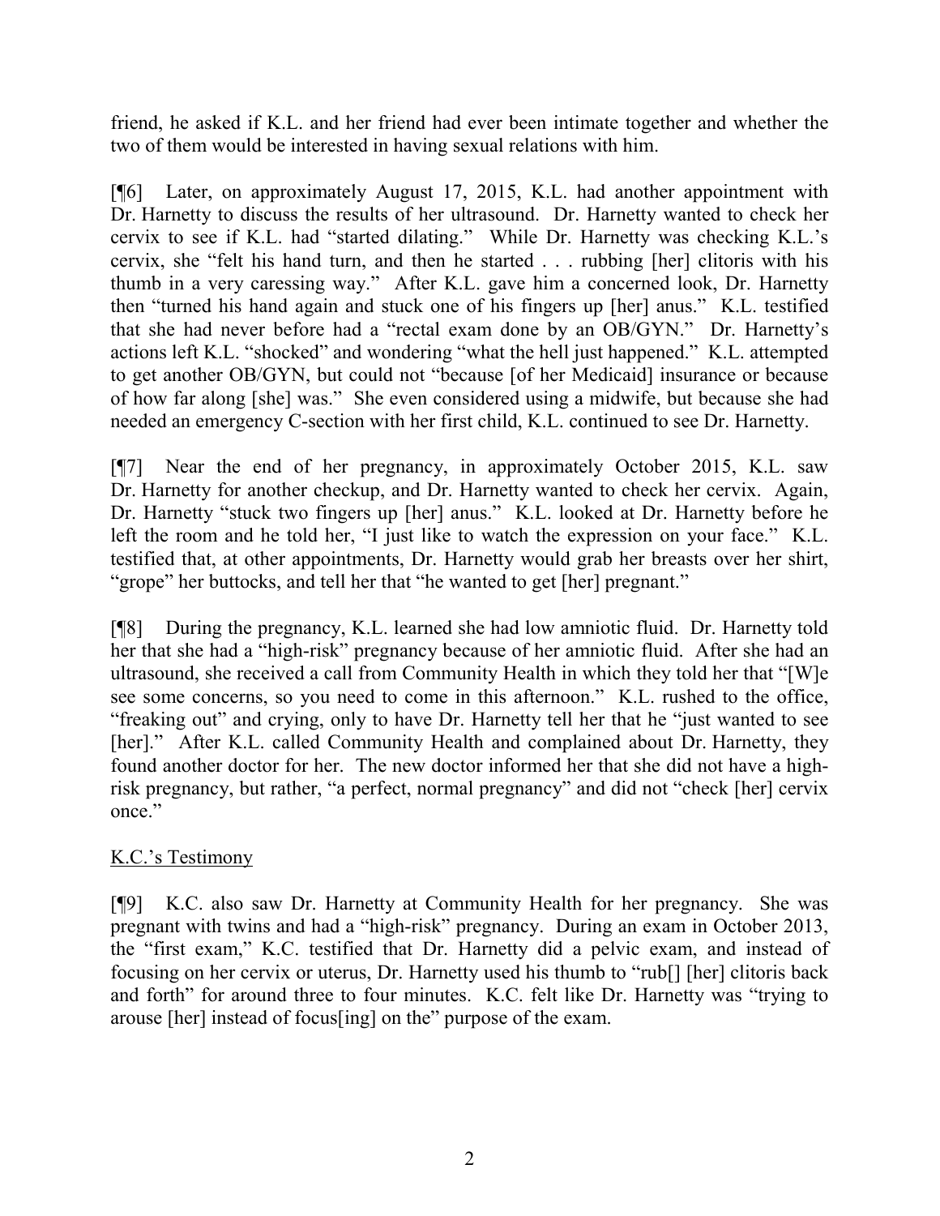friend, he asked if K.L. and her friend had ever been intimate together and whether the two of them would be interested in having sexual relations with him.

[¶6] Later, on approximately August 17, 2015, K.L. had another appointment with Dr. Harnetty to discuss the results of her ultrasound. Dr. Harnetty wanted to check her cervix to see if K.L. had "started dilating." While Dr. Harnetty was checking K.L.'s cervix, she "felt his hand turn, and then he started . . . rubbing [her] clitoris with his thumb in a very caressing way." After K.L. gave him a concerned look, Dr. Harnetty then "turned his hand again and stuck one of his fingers up [her] anus." K.L. testified that she had never before had a "rectal exam done by an OB/GYN." Dr. Harnetty's actions left K.L. "shocked" and wondering "what the hell just happened." K.L. attempted to get another OB/GYN, but could not "because [of her Medicaid] insurance or because of how far along [she] was." She even considered using a midwife, but because she had needed an emergency C-section with her first child, K.L. continued to see Dr. Harnetty.

[¶7] Near the end of her pregnancy, in approximately October 2015, K.L. saw Dr. Harnetty for another checkup, and Dr. Harnetty wanted to check her cervix. Again, Dr. Harnetty "stuck two fingers up [her] anus." K.L. looked at Dr. Harnetty before he left the room and he told her, "I just like to watch the expression on your face." K.L. testified that, at other appointments, Dr. Harnetty would grab her breasts over her shirt, "grope" her buttocks, and tell her that "he wanted to get [her] pregnant."

[¶8] During the pregnancy, K.L. learned she had low amniotic fluid. Dr. Harnetty told her that she had a "high-risk" pregnancy because of her amniotic fluid. After she had an ultrasound, she received a call from Community Health in which they told her that "[W]e see some concerns, so you need to come in this afternoon." K.L. rushed to the office, "freaking out" and crying, only to have Dr. Harnetty tell her that he "just wanted to see [her]." After K.L. called Community Health and complained about Dr. Harnetty, they found another doctor for her. The new doctor informed her that she did not have a high-risk pregnancy, but rather, "a perfect, normal pregnancy" and did not "check [her] cervix once."

K.C.'s Testimony

[¶9] K.C. also saw Dr. Harnetty at Community Health for her pregnancy. She was pregnant with twins and had a "high-risk" pregnancy. During an exam in October 2013, the "first exam," K.C. testified that Dr. Harnetty did a pelvic exam, and instead of focusing on her cervix or uterus, Dr. Harnetty used his thumb to "rub[] [her] clitoris back and forth" for around three to four minutes. K.C. felt like Dr. Harnetty was "trying to arouse [her] instead of focus[ing] on the" purpose of the exam.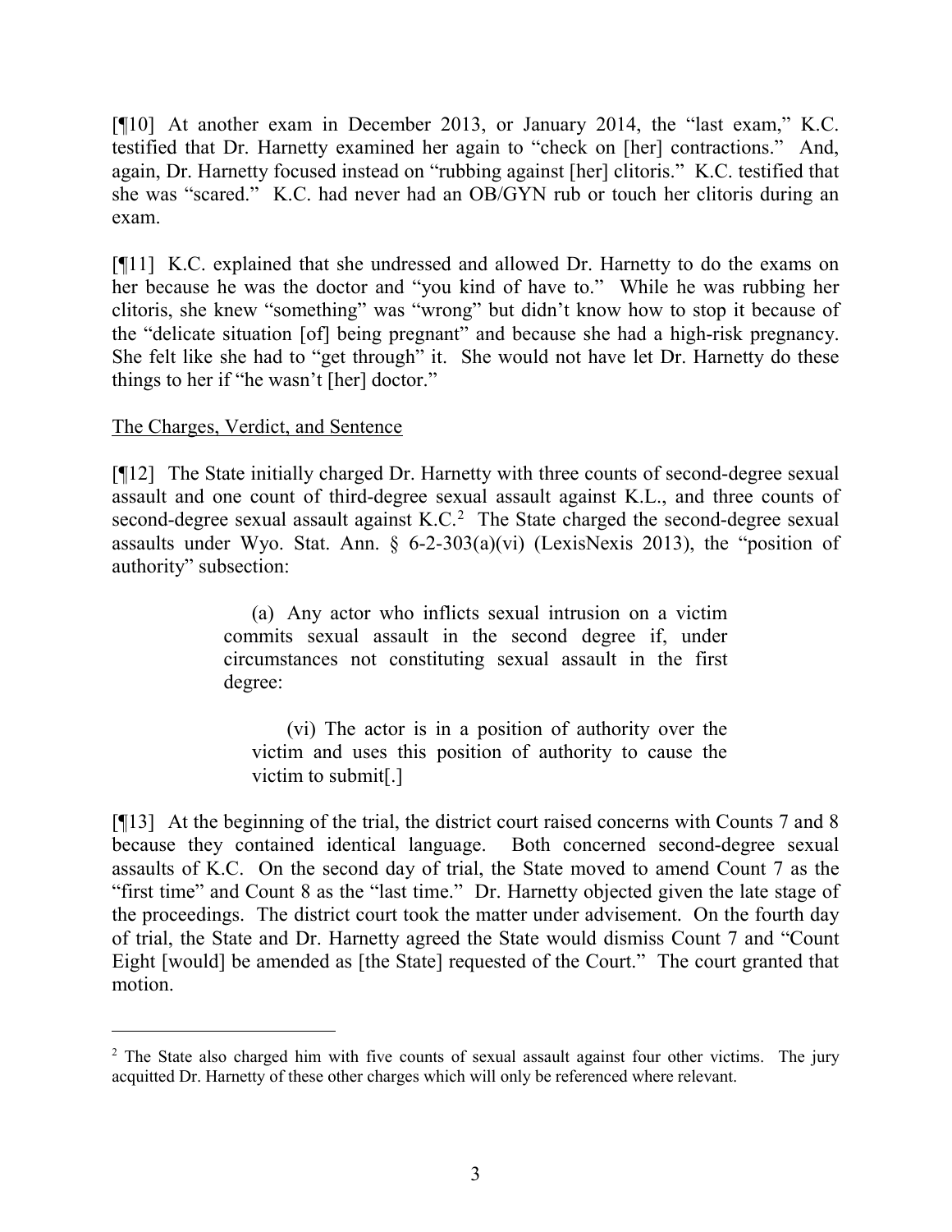[¶10] At another exam in December 2013, or January 2014, the "last exam," K.C. testified that Dr. Harnetty examined her again to "check on [her] contractions." And, again, Dr. Harnetty focused instead on "rubbing against [her] clitoris." K.C. testified that she was "scared." K.C. had never had an OB/GYN rub or touch her clitoris during an exam.

[¶11] K.C. explained that she undressed and allowed Dr. Harnetty to do the exams on her because he was the doctor and "you kind of have to." While he was rubbing her clitoris, she knew "something" was "wrong" but didn't know how to stop it because of the "delicate situation [of] being pregnant" and because she had a high-risk pregnancy. She felt like she had to "get through" it. She would not have let Dr. Harnetty do these things to her if "he wasn't [her] doctor."

The Charges, Verdict, and Sentence

[¶12] The State initially charged Dr. Harnetty with three counts of second-degree sexual assault and one count of third-degree sexual assault against K.L., and three counts of second-degree sexual assault against K.C.[2] The State charged the second-degree sexual assaults under Wyo. Stat. Ann. § 6-2-303(a)(vi) (LexisNexis 2013), the "position of authority" subsection:

> (a) Any actor who inflicts sexual intrusion on a victim commits sexual assault in the second degree if, under circumstances not constituting sexual assault in the first degree:
>
> > (vi) The actor is in a position of authority over the victim and uses this position of authority to cause the victim to submit[.]

[¶13] At the beginning of the trial, the district court raised concerns with Counts 7 and 8 because they contained identical language. Both concerned second-degree sexual assaults of K.C. On the second day of trial, the State moved to amend Count 7 as the "first time" and Count 8 as the "last time." Dr. Harnetty objected given the late stage of the proceedings. The district court took the matter under advisement. On the fourth day of trial, the State and Dr. Harnetty agreed the State would dismiss Count 7 and "Count Eight [would] be amended as [the State] requested of the Court." The court granted that motion.

---

[2] The State also charged him with five counts of sexual assault against four other victims. The jury acquitted Dr. Harnetty of these other charges which will only be referenced where relevant.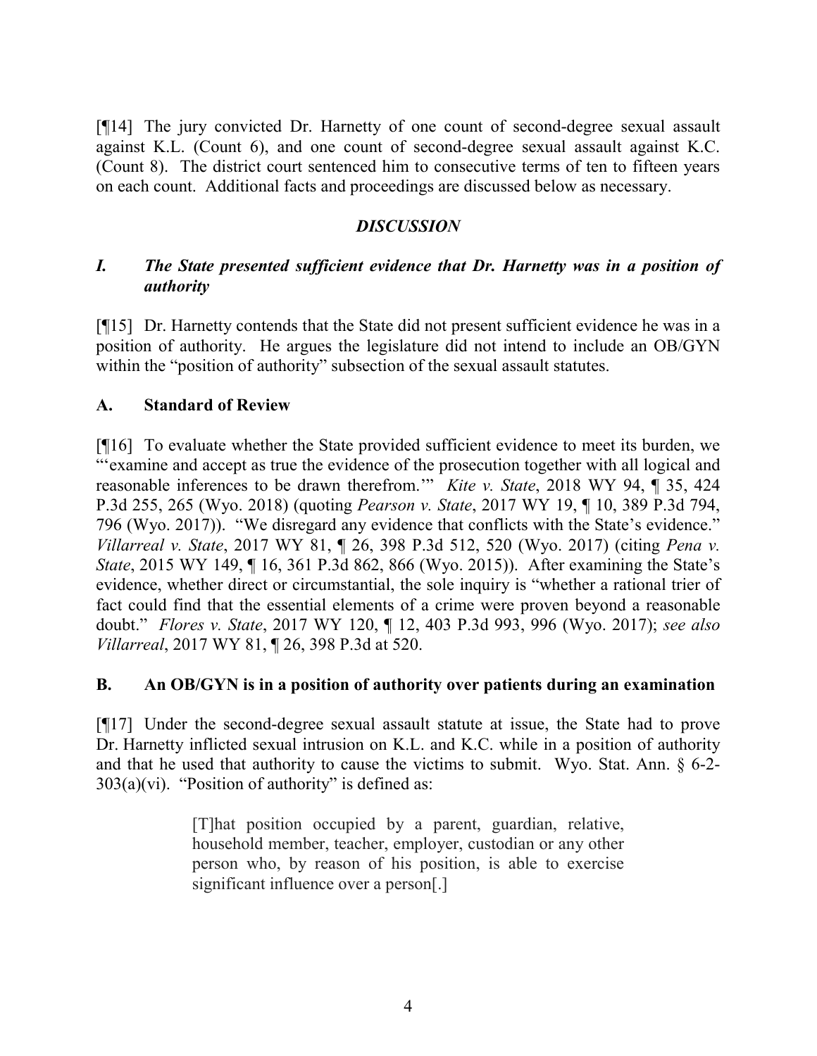[¶14] The jury convicted Dr. Harnetty of one count of second-degree sexual assault against K.L. (Count 6), and one count of second-degree sexual assault against K.C. (Count 8). The district court sentenced him to consecutive terms of ten to fifteen years on each count. Additional facts and proceedings are discussed below as necessary.

## *DISCUSSION*

### *I. The State presented sufficient evidence that Dr. Harnetty was in a position of authority*

[¶15] Dr. Harnetty contends that the State did not present sufficient evidence he was in a position of authority. He argues the legislature did not intend to include an OB/GYN within the "position of authority" subsection of the sexual assault statutes.

### A. Standard of Review

[¶16] To evaluate whether the State provided sufficient evidence to meet its burden, we "'examine and accept as true the evidence of the prosecution together with all logical and reasonable inferences to be drawn therefrom.'" *Kite v. State*, 2018 WY 94, ¶ 35, 424 P.3d 255, 265 (Wyo. 2018) (quoting *Pearson v. State*, 2017 WY 19, ¶ 10, 389 P.3d 794, 796 (Wyo. 2017)). "We disregard any evidence that conflicts with the State's evidence." *Villarreal v. State*, 2017 WY 81, ¶ 26, 398 P.3d 512, 520 (Wyo. 2017) (citing *Pena v. State*, 2015 WY 149, ¶ 16, 361 P.3d 862, 866 (Wyo. 2015)). After examining the State's evidence, whether direct or circumstantial, the sole inquiry is "whether a rational trier of fact could find that the essential elements of a crime were proven beyond a reasonable doubt." *Flores v. State*, 2017 WY 120, ¶ 12, 403 P.3d 993, 996 (Wyo. 2017); *see also Villarreal*, 2017 WY 81, ¶ 26, 398 P.3d at 520.

### B. An OB/GYN is in a position of authority over patients during an examination

[¶17] Under the second-degree sexual assault statute at issue, the State had to prove Dr. Harnetty inflicted sexual intrusion on K.L. and K.C. while in a position of authority and that he used that authority to cause the victims to submit. Wyo. Stat. Ann. § 6-2-303(a)(vi). "Position of authority" is defined as:

> [T]hat position occupied by a parent, guardian, relative, household member, teacher, employer, custodian or any other person who, by reason of his position, is able to exercise significant influence over a person[.]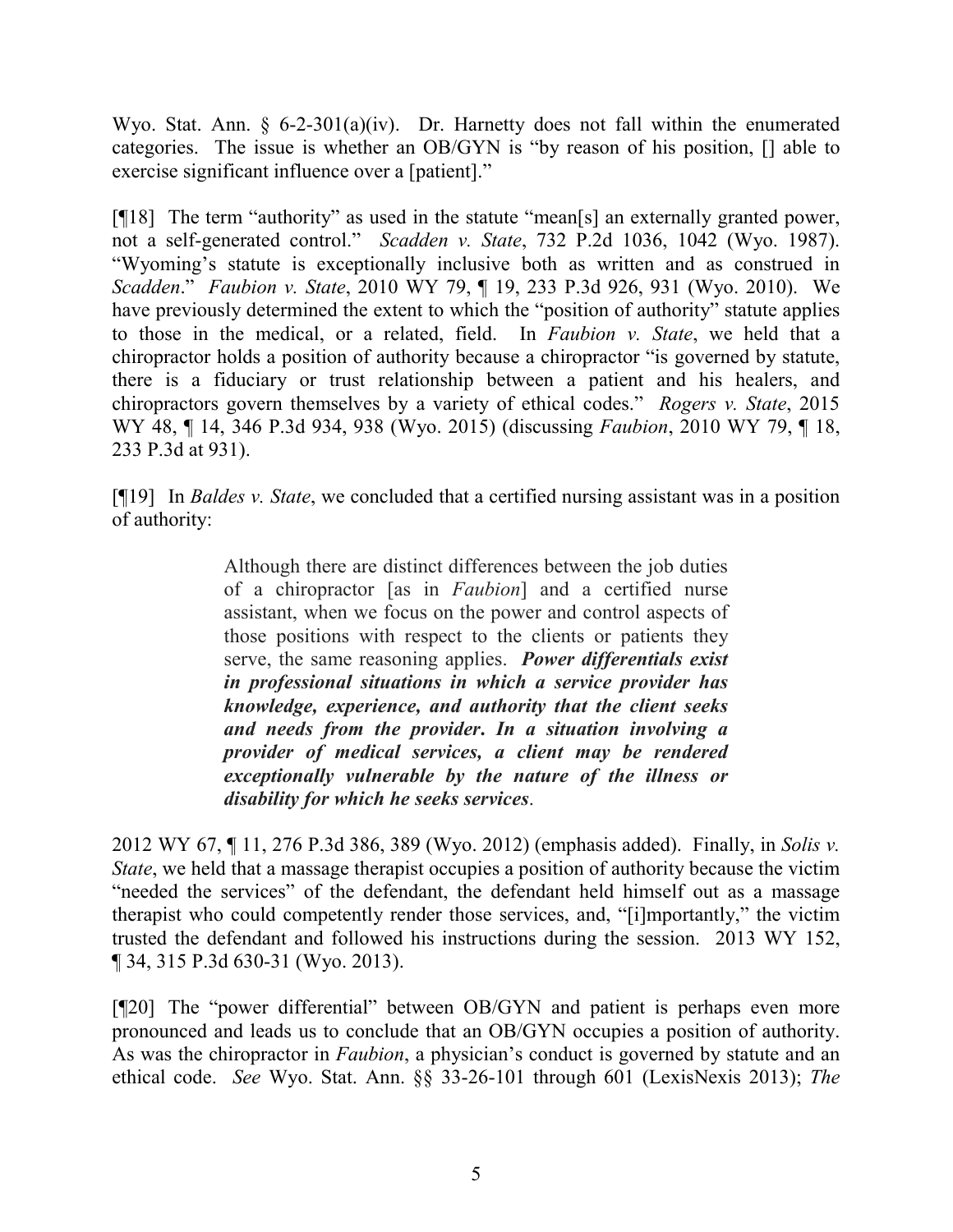Wyo. Stat. Ann. § 6-2-301(a)(iv). Dr. Harnetty does not fall within the enumerated categories. The issue is whether an OB/GYN is "by reason of his position, [] able to exercise significant influence over a [patient]."

[¶18] The term "authority" as used in the statute "mean[s] an externally granted power, not a self-generated control." *Scadden v. State*, 732 P.2d 1036, 1042 (Wyo. 1987). "Wyoming's statute is exceptionally inclusive both as written and as construed in *Scadden*." *Faubion v. State*, 2010 WY 79, ¶ 19, 233 P.3d 926, 931 (Wyo. 2010). We have previously determined the extent to which the "position of authority" statute applies to those in the medical, or a related, field. In *Faubion v. State*, we held that a chiropractor holds a position of authority because a chiropractor "is governed by statute, there is a fiduciary or trust relationship between a patient and his healers, and chiropractors govern themselves by a variety of ethical codes." *Rogers v. State*, 2015 WY 48, ¶ 14, 346 P.3d 934, 938 (Wyo. 2015) (discussing *Faubion*, 2010 WY 79, ¶ 18, 233 P.3d at 931).

[¶19] In *Baldes v. State*, we concluded that a certified nursing assistant was in a position of authority:

> Although there are distinct differences between the job duties of a chiropractor [as in *Faubion*] and a certified nurse assistant, when we focus on the power and control aspects of those positions with respect to the clients or patients they serve, the same reasoning applies. ***Power differentials exist in professional situations in which a service provider has knowledge, experience, and authority that the client seeks and needs from the provider. In a situation involving a provider of medical services, a client may be rendered exceptionally vulnerable by the nature of the illness or disability for which he seeks services.***

2012 WY 67, ¶ 11, 276 P.3d 386, 389 (Wyo. 2012) (emphasis added). Finally, in *Solis v. State*, we held that a massage therapist occupies a position of authority because the victim "needed the services" of the defendant, the defendant held himself out as a massage therapist who could competently render those services, and, "[i]mportantly," the victim trusted the defendant and followed his instructions during the session. 2013 WY 152, ¶ 34, 315 P.3d 630-31 (Wyo. 2013).

[¶20] The "power differential" between OB/GYN and patient is perhaps even more pronounced and leads us to conclude that an OB/GYN occupies a position of authority. As was the chiropractor in *Faubion*, a physician's conduct is governed by statute and an ethical code. *See* Wyo. Stat. Ann. §§ 33-26-101 through 601 (LexisNexis 2013); *The*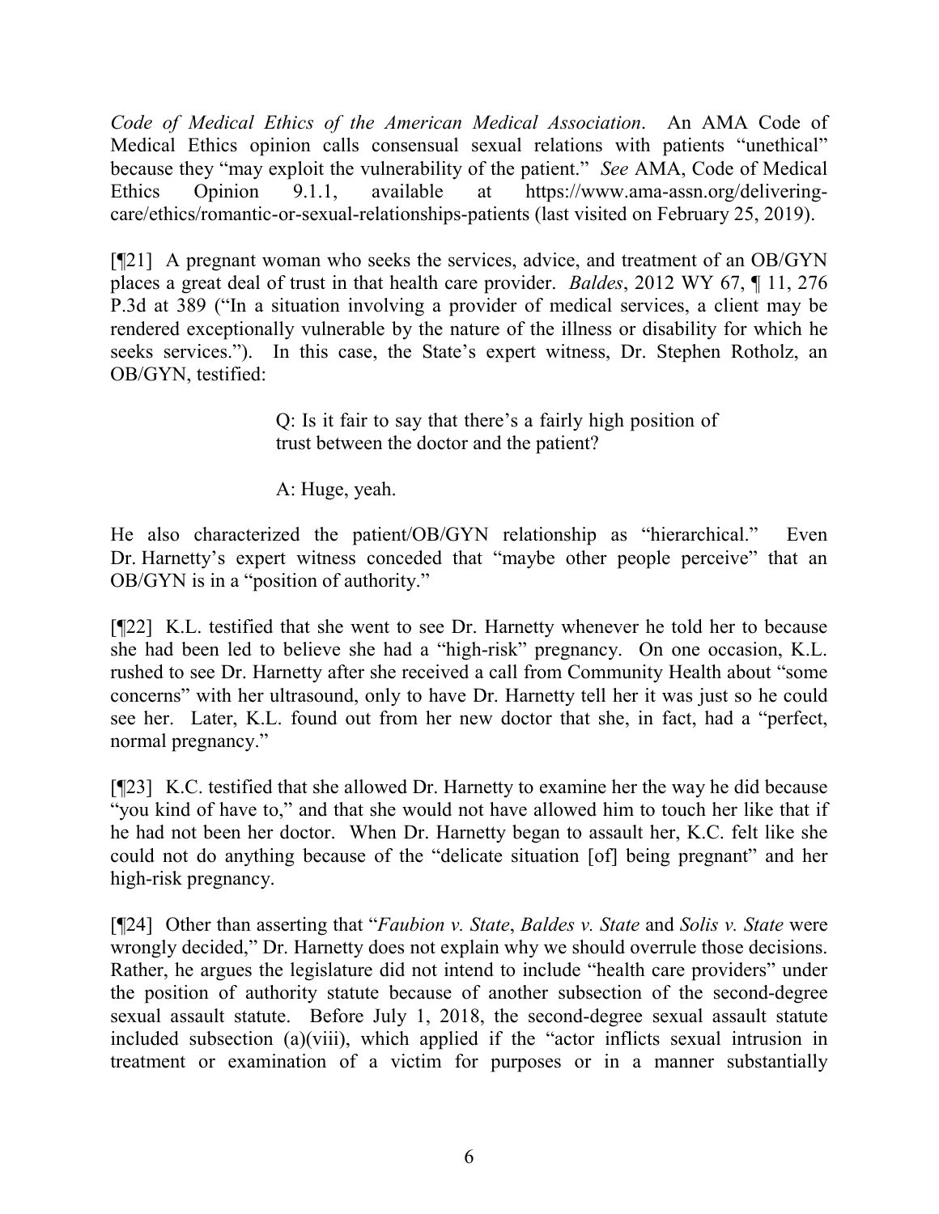*Code of Medical Ethics of the American Medical Association*. An AMA Code of Medical Ethics opinion calls consensual sexual relations with patients "unethical" because they "may exploit the vulnerability of the patient." *See* AMA, Code of Medical Ethics Opinion 9.1.1, available at https://www.ama-assn.org/delivering-care/ethics/romantic-or-sexual-relationships-patients (last visited on February 25, 2019).

[¶21] A pregnant woman who seeks the services, advice, and treatment of an OB/GYN places a great deal of trust in that health care provider. *Baldes*, 2012 WY 67, ¶ 11, 276 P.3d at 389 ("In a situation involving a provider of medical services, a client may be rendered exceptionally vulnerable by the nature of the illness or disability for which he seeks services."). In this case, the State's expert witness, Dr. Stephen Rotholz, an OB/GYN, testified:

> Q: Is it fair to say that there's a fairly high position of trust between the doctor and the patient?
>
> A: Huge, yeah.

He also characterized the patient/OB/GYN relationship as "hierarchical." Even Dr. Harnetty's expert witness conceded that "maybe other people perceive" that an OB/GYN is in a "position of authority."

[¶22] K.L. testified that she went to see Dr. Harnetty whenever he told her to because she had been led to believe she had a "high-risk" pregnancy. On one occasion, K.L. rushed to see Dr. Harnetty after she received a call from Community Health about "some concerns" with her ultrasound, only to have Dr. Harnetty tell her it was just so he could see her. Later, K.L. found out from her new doctor that she, in fact, had a "perfect, normal pregnancy."

[¶23] K.C. testified that she allowed Dr. Harnetty to examine her the way he did because "you kind of have to," and that she would not have allowed him to touch her like that if he had not been her doctor. When Dr. Harnetty began to assault her, K.C. felt like she could not do anything because of the "delicate situation [of] being pregnant" and her high-risk pregnancy.

[¶24] Other than asserting that "*Faubion v. State*, *Baldes v. State* and *Solis v. State* were wrongly decided," Dr. Harnetty does not explain why we should overrule those decisions. Rather, he argues the legislature did not intend to include "health care providers" under the position of authority statute because of another subsection of the second-degree sexual assault statute. Before July 1, 2018, the second-degree sexual assault statute included subsection (a)(viii), which applied if the "actor inflicts sexual intrusion in treatment or examination of a victim for purposes or in a manner substantially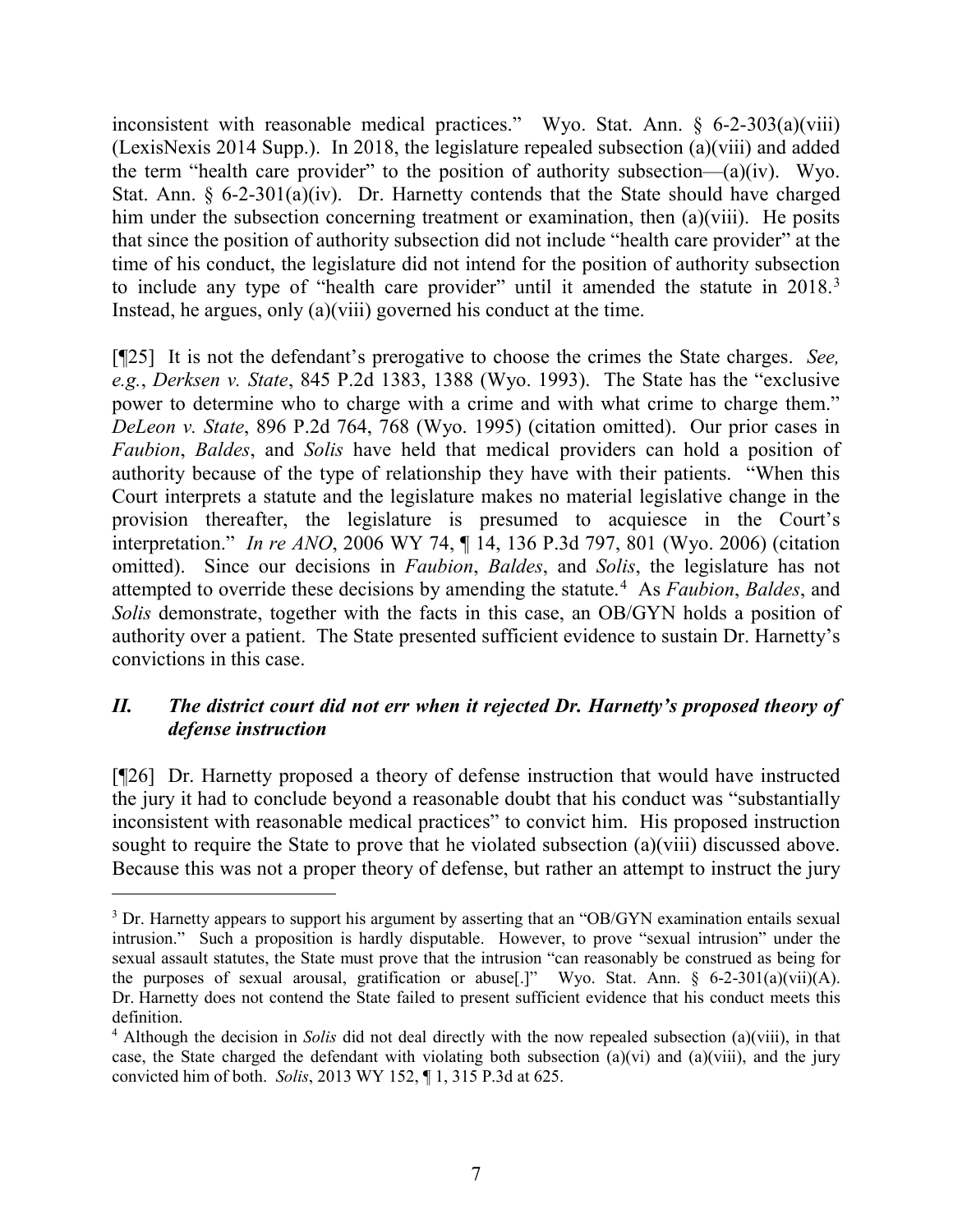inconsistent with reasonable medical practices." Wyo. Stat. Ann. § 6-2-303(a)(viii) (LexisNexis 2014 Supp.). In 2018, the legislature repealed subsection (a)(viii) and added the term "health care provider" to the position of authority subsection—(a)(iv). Wyo. Stat. Ann. § 6-2-301(a)(iv). Dr. Harnetty contends that the State should have charged him under the subsection concerning treatment or examination, then (a)(viii). He posits that since the position of authority subsection did not include "health care provider" at the time of his conduct, the legislature did not intend for the position of authority subsection to include any type of "health care provider" until it amended the statute in 2018.[3] Instead, he argues, only (a)(viii) governed his conduct at the time.

[¶25] It is not the defendant's prerogative to choose the crimes the State charges. *See, e.g.*, *Derksen v. State*, 845 P.2d 1383, 1388 (Wyo. 1993). The State has the "exclusive power to determine who to charge with a crime and with what crime to charge them." *DeLeon v. State*, 896 P.2d 764, 768 (Wyo. 1995) (citation omitted). Our prior cases in *Faubion*, *Baldes*, and *Solis* have held that medical providers can hold a position of authority because of the type of relationship they have with their patients. "When this Court interprets a statute and the legislature makes no material legislative change in the provision thereafter, the legislature is presumed to acquiesce in the Court's interpretation." *In re ANO*, 2006 WY 74, ¶ 14, 136 P.3d 797, 801 (Wyo. 2006) (citation omitted). Since our decisions in *Faubion*, *Baldes*, and *Solis*, the legislature has not attempted to override these decisions by amending the statute.[4] As *Faubion*, *Baldes*, and *Solis* demonstrate, together with the facts in this case, an OB/GYN holds a position of authority over a patient. The State presented sufficient evidence to sustain Dr. Harnetty's convictions in this case.

## *II. The district court did not err when it rejected Dr. Harnetty's proposed theory of defense instruction*

[¶26] Dr. Harnetty proposed a theory of defense instruction that would have instructed the jury it had to conclude beyond a reasonable doubt that his conduct was "substantially inconsistent with reasonable medical practices" to convict him. His proposed instruction sought to require the State to prove that he violated subsection (a)(viii) discussed above. Because this was not a proper theory of defense, but rather an attempt to instruct the jury

---

[3] Dr. Harnetty appears to support his argument by asserting that an "OB/GYN examination entails sexual intrusion." Such a proposition is hardly disputable. However, to prove "sexual intrusion" under the sexual assault statutes, the State must prove that the intrusion "can reasonably be construed as being for the purposes of sexual arousal, gratification or abuse[.]" Wyo. Stat. Ann. § 6-2-301(a)(vii)(A). Dr. Harnetty does not contend the State failed to present sufficient evidence that his conduct meets this definition.

[4] Although the decision in *Solis* did not deal directly with the now repealed subsection (a)(viii), in that case, the State charged the defendant with violating both subsection (a)(vi) and (a)(viii), and the jury convicted him of both. *Solis*, 2013 WY 152, ¶ 1, 315 P.3d at 625.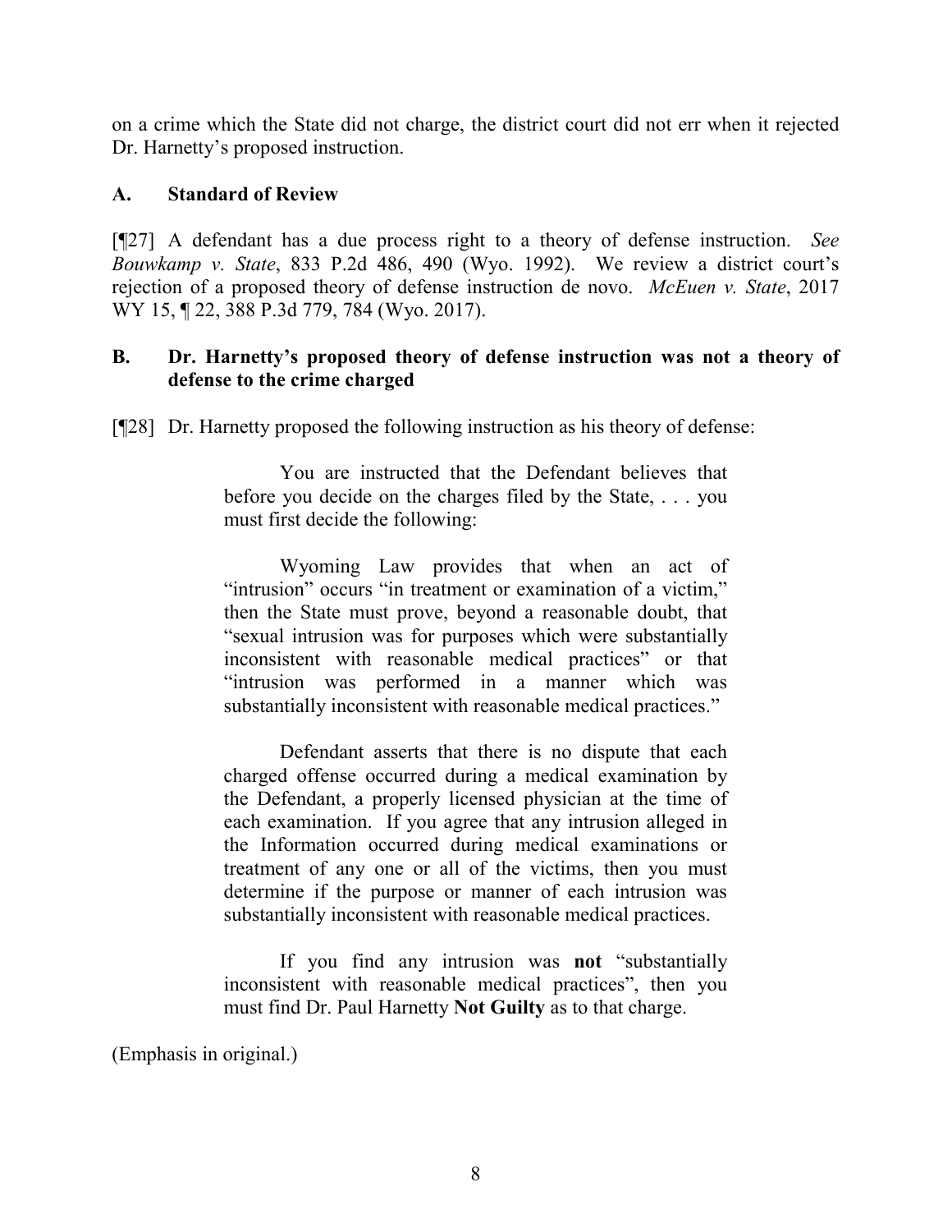on a crime which the State did not charge, the district court did not err when it rejected Dr. Harnetty's proposed instruction.

### A. Standard of Review

[¶27] A defendant has a due process right to a theory of defense instruction. *See Bouwkamp v. State*, 833 P.2d 486, 490 (Wyo. 1992). We review a district court's rejection of a proposed theory of defense instruction de novo. *McEuen v. State*, 2017 WY 15, ¶ 22, 388 P.3d 779, 784 (Wyo. 2017).

### B. Dr. Harnetty's proposed theory of defense instruction was not a theory of defense to the crime charged

[¶28] Dr. Harnetty proposed the following instruction as his theory of defense:

> You are instructed that the Defendant believes that before you decide on the charges filed by the State, . . . you must first decide the following:
>
> Wyoming Law provides that when an act of "intrusion" occurs "in treatment or examination of a victim," then the State must prove, beyond a reasonable doubt, that "sexual intrusion was for purposes which were substantially inconsistent with reasonable medical practices" or that "intrusion was performed in a manner which was substantially inconsistent with reasonable medical practices."
>
> Defendant asserts that there is no dispute that each charged offense occurred during a medical examination by the Defendant, a properly licensed physician at the time of each examination. If you agree that any intrusion alleged in the Information occurred during medical examinations or treatment of any one or all of the victims, then you must determine if the purpose or manner of each intrusion was substantially inconsistent with reasonable medical practices.
>
> If you find any intrusion was **not** "substantially inconsistent with reasonable medical practices", then you must find Dr. Paul Harnetty **Not Guilty** as to that charge.

(Emphasis in original.)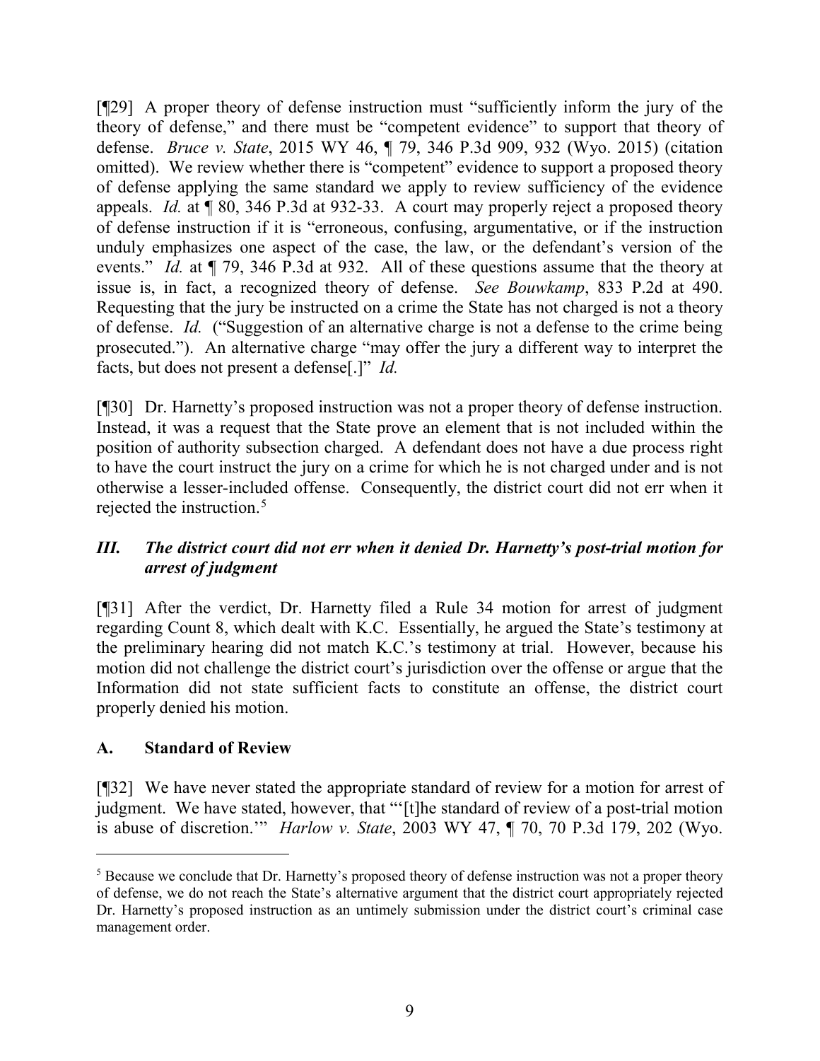[¶29] A proper theory of defense instruction must "sufficiently inform the jury of the theory of defense," and there must be "competent evidence" to support that theory of defense. *Bruce v. State*, 2015 WY 46, ¶ 79, 346 P.3d 909, 932 (Wyo. 2015) (citation omitted). We review whether there is "competent" evidence to support a proposed theory of defense applying the same standard we apply to review sufficiency of the evidence appeals. *Id.* at ¶ 80, 346 P.3d at 932-33. A court may properly reject a proposed theory of defense instruction if it is "erroneous, confusing, argumentative, or if the instruction unduly emphasizes one aspect of the case, the law, or the defendant's version of the events." *Id.* at ¶ 79, 346 P.3d at 932. All of these questions assume that the theory at issue is, in fact, a recognized theory of defense. *See Bouwkamp*, 833 P.2d at 490. Requesting that the jury be instructed on a crime the State has not charged is not a theory of defense. *Id.* ("Suggestion of an alternative charge is not a defense to the crime being prosecuted."). An alternative charge "may offer the jury a different way to interpret the facts, but does not present a defense[.]" *Id.*

[¶30] Dr. Harnetty's proposed instruction was not a proper theory of defense instruction. Instead, it was a request that the State prove an element that is not included within the position of authority subsection charged. A defendant does not have a due process right to have the court instruct the jury on a crime for which he is not charged under and is not otherwise a lesser-included offense. Consequently, the district court did not err when it rejected the instruction.[5]

### *III. The district court did not err when it denied Dr. Harnetty's post-trial motion for arrest of judgment*

[¶31] After the verdict, Dr. Harnetty filed a Rule 34 motion for arrest of judgment regarding Count 8, which dealt with K.C. Essentially, he argued the State's testimony at the preliminary hearing did not match K.C.'s testimony at trial. However, because his motion did not challenge the district court's jurisdiction over the offense or argue that the Information did not state sufficient facts to constitute an offense, the district court properly denied his motion.

### A. Standard of Review

[¶32] We have never stated the appropriate standard of review for a motion for arrest of judgment. We have stated, however, that "'[t]he standard of review of a post-trial motion is abuse of discretion.'" *Harlow v. State*, 2003 WY 47, ¶ 70, 70 P.3d 179, 202 (Wyo.

---

[5] Because we conclude that Dr. Harnetty's proposed theory of defense instruction was not a proper theory of defense, we do not reach the State's alternative argument that the district court appropriately rejected Dr. Harnetty's proposed instruction as an untimely submission under the district court's criminal case management order.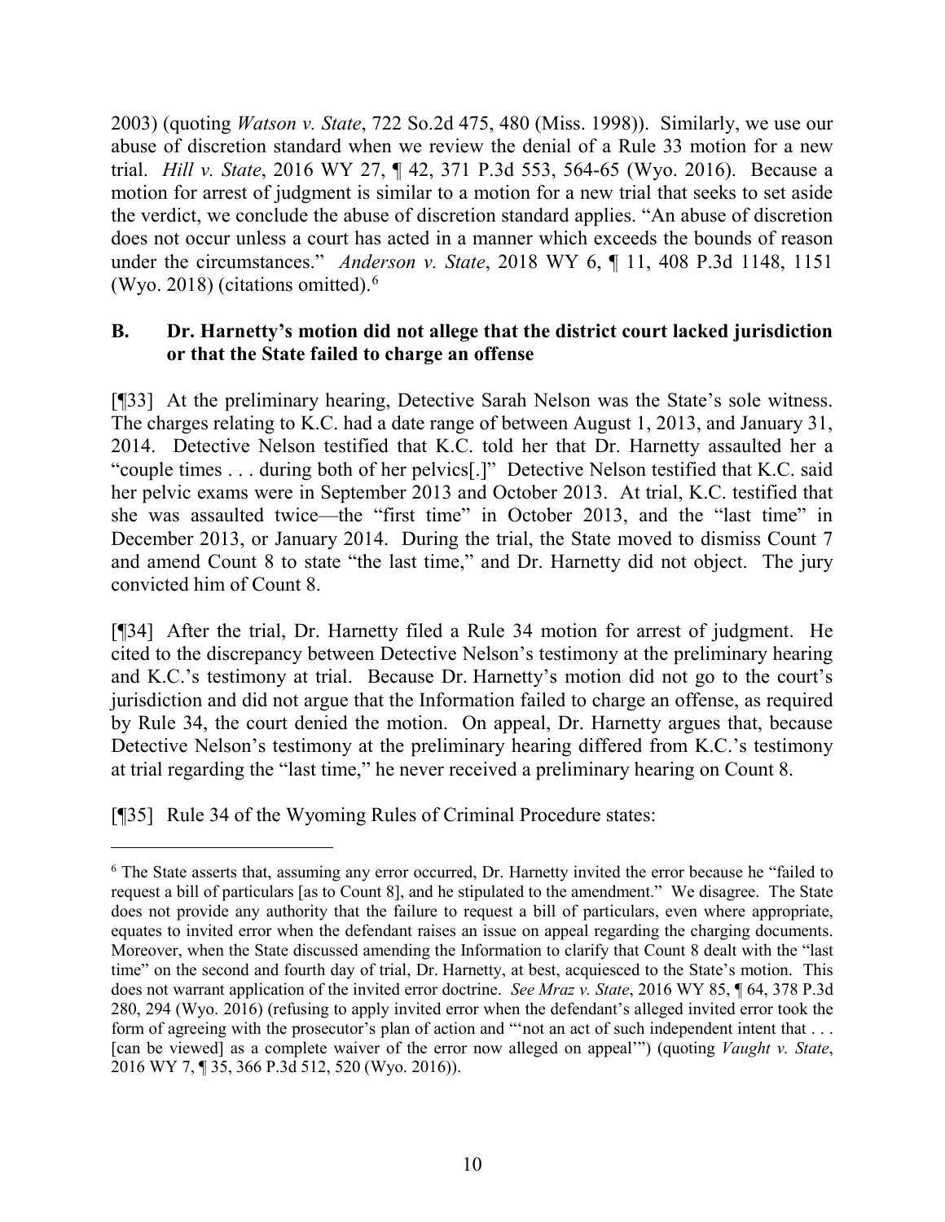2003) (quoting *Watson v. State*, 722 So.2d 475, 480 (Miss. 1998)). Similarly, we use our abuse of discretion standard when we review the denial of a Rule 33 motion for a new trial. *Hill v. State*, 2016 WY 27, ¶ 42, 371 P.3d 553, 564-65 (Wyo. 2016). Because a motion for arrest of judgment is similar to a motion for a new trial that seeks to set aside the verdict, we conclude the abuse of discretion standard applies. "An abuse of discretion does not occur unless a court has acted in a manner which exceeds the bounds of reason under the circumstances." *Anderson v. State*, 2018 WY 6, ¶ 11, 408 P.3d 1148, 1151 (Wyo. 2018) (citations omitted).[6]

### B. Dr. Harnetty's motion did not allege that the district court lacked jurisdiction or that the State failed to charge an offense

[¶33] At the preliminary hearing, Detective Sarah Nelson was the State's sole witness. The charges relating to K.C. had a date range of between August 1, 2013, and January 31, 2014. Detective Nelson testified that K.C. told her that Dr. Harnetty assaulted her a "couple times . . . during both of her pelvics[.]" Detective Nelson testified that K.C. said her pelvic exams were in September 2013 and October 2013. At trial, K.C. testified that she was assaulted twice—the "first time" in October 2013, and the "last time" in December 2013, or January 2014. During the trial, the State moved to dismiss Count 7 and amend Count 8 to state "the last time," and Dr. Harnetty did not object. The jury convicted him of Count 8.

[¶34] After the trial, Dr. Harnetty filed a Rule 34 motion for arrest of judgment. He cited to the discrepancy between Detective Nelson's testimony at the preliminary hearing and K.C.'s testimony at trial. Because Dr. Harnetty's motion did not go to the court's jurisdiction and did not argue that the Information failed to charge an offense, as required by Rule 34, the court denied the motion. On appeal, Dr. Harnetty argues that, because Detective Nelson's testimony at the preliminary hearing differed from K.C.'s testimony at trial regarding the "last time," he never received a preliminary hearing on Count 8.

[¶35] Rule 34 of the Wyoming Rules of Criminal Procedure states:

---

[6] The State asserts that, assuming any error occurred, Dr. Harnetty invited the error because he "failed to request a bill of particulars [as to Count 8], and he stipulated to the amendment." We disagree. The State does not provide any authority that the failure to request a bill of particulars, even where appropriate, equates to invited error when the defendant raises an issue on appeal regarding the charging documents. Moreover, when the State discussed amending the Information to clarify that Count 8 dealt with the "last time" on the second and fourth day of trial, Dr. Harnetty, at best, acquiesced to the State's motion. This does not warrant application of the invited error doctrine. *See Mraz v. State*, 2016 WY 85, ¶ 64, 378 P.3d 280, 294 (Wyo. 2016) (refusing to apply invited error when the defendant's alleged invited error took the form of agreeing with the prosecutor's plan of action and "'not an act of such independent intent that . . . [can be viewed] as a complete waiver of the error now alleged on appeal'") (quoting *Vaught v. State*, 2016 WY 7, ¶ 35, 366 P.3d 512, 520 (Wyo. 2016)).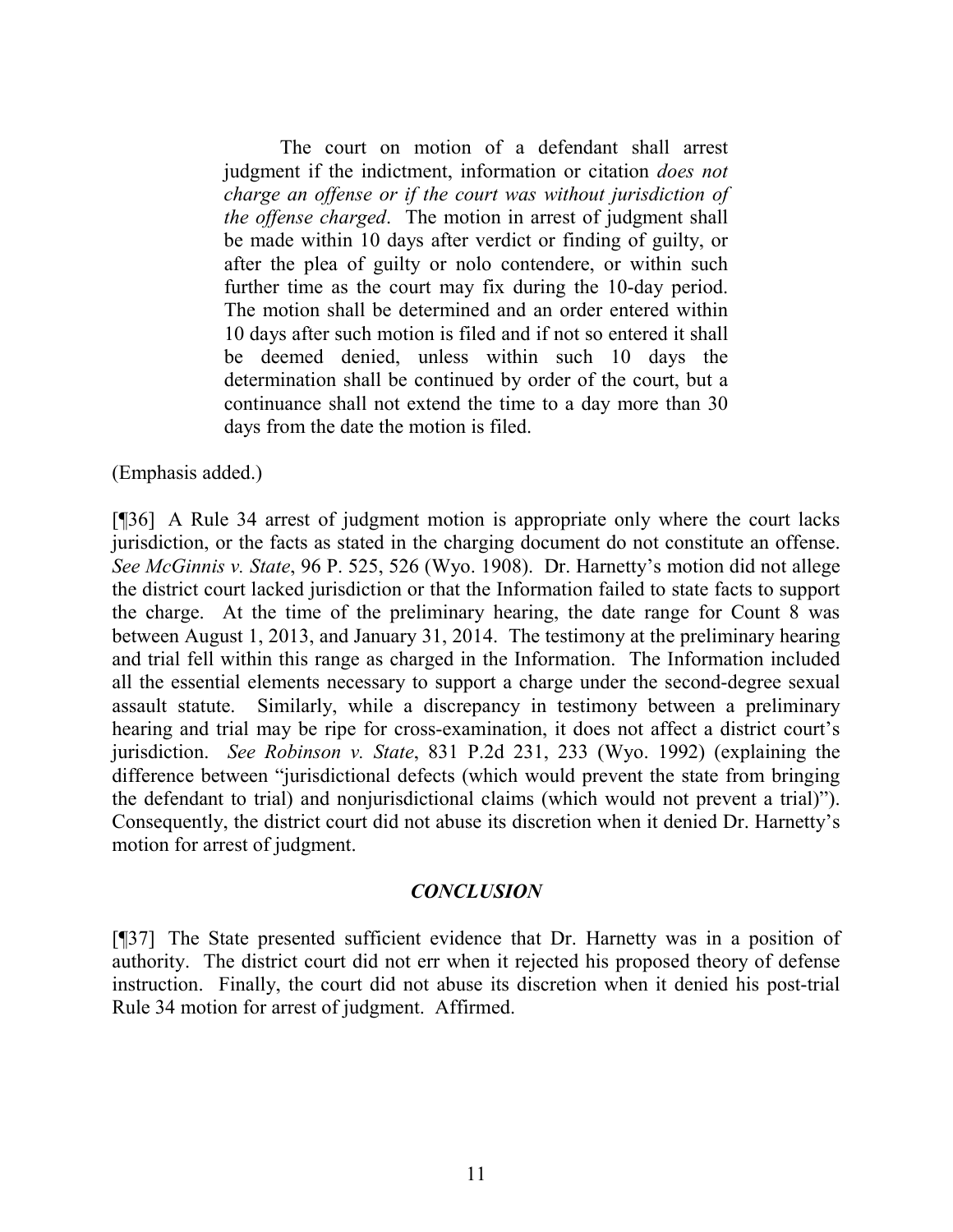> The court on motion of a defendant shall arrest judgment if the indictment, information or citation *does not charge an offense or if the court was without jurisdiction of the offense charged*. The motion in arrest of judgment shall be made within 10 days after verdict or finding of guilty, or after the plea of guilty or nolo contendere, or within such further time as the court may fix during the 10-day period. The motion shall be determined and an order entered within 10 days after such motion is filed and if not so entered it shall be deemed denied, unless within such 10 days the determination shall be continued by order of the court, but a continuance shall not extend the time to a day more than 30 days from the date the motion is filed.

(Emphasis added.)

[¶36] A Rule 34 arrest of judgment motion is appropriate only where the court lacks jurisdiction, or the facts as stated in the charging document do not constitute an offense. *See McGinnis v. State*, 96 P. 525, 526 (Wyo. 1908). Dr. Harnetty's motion did not allege the district court lacked jurisdiction or that the Information failed to state facts to support the charge. At the time of the preliminary hearing, the date range for Count 8 was between August 1, 2013, and January 31, 2014. The testimony at the preliminary hearing and trial fell within this range as charged in the Information. The Information included all the essential elements necessary to support a charge under the second-degree sexual assault statute. Similarly, while a discrepancy in testimony between a preliminary hearing and trial may be ripe for cross-examination, it does not affect a district court's jurisdiction. *See Robinson v. State*, 831 P.2d 231, 233 (Wyo. 1992) (explaining the difference between "jurisdictional defects (which would prevent the state from bringing the defendant to trial) and nonjurisdictional claims (which would not prevent a trial)"). Consequently, the district court did not abuse its discretion when it denied Dr. Harnetty's motion for arrest of judgment.

## *CONCLUSION*

[¶37] The State presented sufficient evidence that Dr. Harnetty was in a position of authority. The district court did not err when it rejected his proposed theory of defense instruction. Finally, the court did not abuse its discretion when it denied his post-trial Rule 34 motion for arrest of judgment. Affirmed.